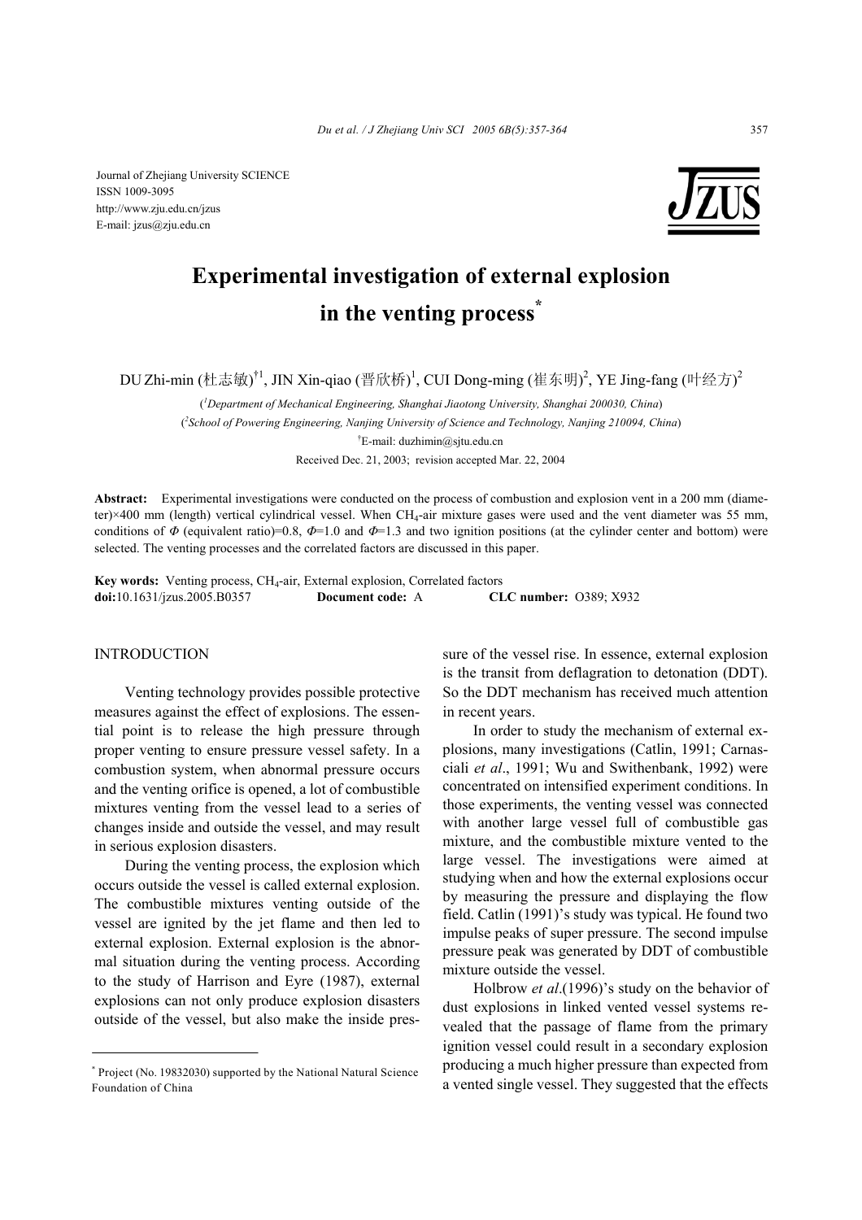Journal of Zhejiang University SCIENCE
ISSN 1009-3095
http://www.zju.edu.cn/jzus
E-mail: jzus@zju.edu.cn

# Experimental investigation of external explosion in the venting process*

DU Zhi-min (杜志敏)[†1], JIN Xin-qiao (晋欣桥)[1], CUI Dong-ming (崔东明)[2], YE Jing-fang (叶经方)[2]

([1]*Department of Mechanical Engineering, Shanghai Jiaotong University, Shanghai 200030, China*)

([2]*School of Powering Engineering, Nanjing University of Science and Technology, Nanjing 210094, China*)

[†]E-mail: duzhimin@sjtu.edu.cn

Received Dec. 21, 2003; revision accepted Mar. 22, 2004

**Abstract:** Experimental investigations were conducted on the process of combustion and explosion vent in a 200 mm (diameter)×400 mm (length) vertical cylindrical vessel. When $CH_4$-air mixture gases were used and the vent diameter was 55 mm, conditions of $\Phi$ (equivalent ratio)=0.8, $\Phi$=1.0 and $\Phi$=1.3 and two ignition positions (at the cylinder center and bottom) were selected. The venting processes and the correlated factors are discussed in this paper.

**Key words:** Venting process, $CH_4$-air, External explosion, Correlated factors

**doi:**10.1631/jzus.2005.B0357 **Document code:** A **CLC number:** O389; X932

## INTRODUCTION

Venting technology provides possible protective measures against the effect of explosions. The essential point is to release the high pressure through proper venting to ensure pressure vessel safety. In a combustion system, when abnormal pressure occurs and the venting orifice is opened, a lot of combustible mixtures venting from the vessel lead to a series of changes inside and outside the vessel, and may result in serious explosion disasters.

During the venting process, the explosion which occurs outside the vessel is called external explosion. The combustible mixtures venting outside of the vessel are ignited by the jet flame and then led to external explosion. External explosion is the abnormal situation during the venting process. According to the study of Harrison and Eyre (1987), external explosions can not only produce explosion disasters outside of the vessel, but also make the inside pressure of the vessel rise. In essence, external explosion is the transit from deflagration to detonation (DDT). So the DDT mechanism has received much attention in recent years.

In order to study the mechanism of external explosions, many investigations (Catlin, 1991; Carnasciali *et al*., 1991; Wu and Swithenbank, 1992) were concentrated on intensified experiment conditions. In those experiments, the venting vessel was connected with another large vessel full of combustible gas mixture, and the combustible mixture vented to the large vessel. The investigations were aimed at studying when and how the external explosions occur by measuring the pressure and displaying the flow field. Catlin (1991)'s study was typical. He found two impulse peaks of super pressure. The second impulse pressure peak was generated by DDT of combustible mixture outside the vessel.

Holbrow *et al*.(1996)'s study on the behavior of dust explosions in linked vented vessel systems revealed that the passage of flame from the primary ignition vessel could result in a secondary explosion producing a much higher pressure than expected from a vented single vessel. They suggested that the effects

---

* Project (No. 19832030) supported by the National Natural Science Foundation of China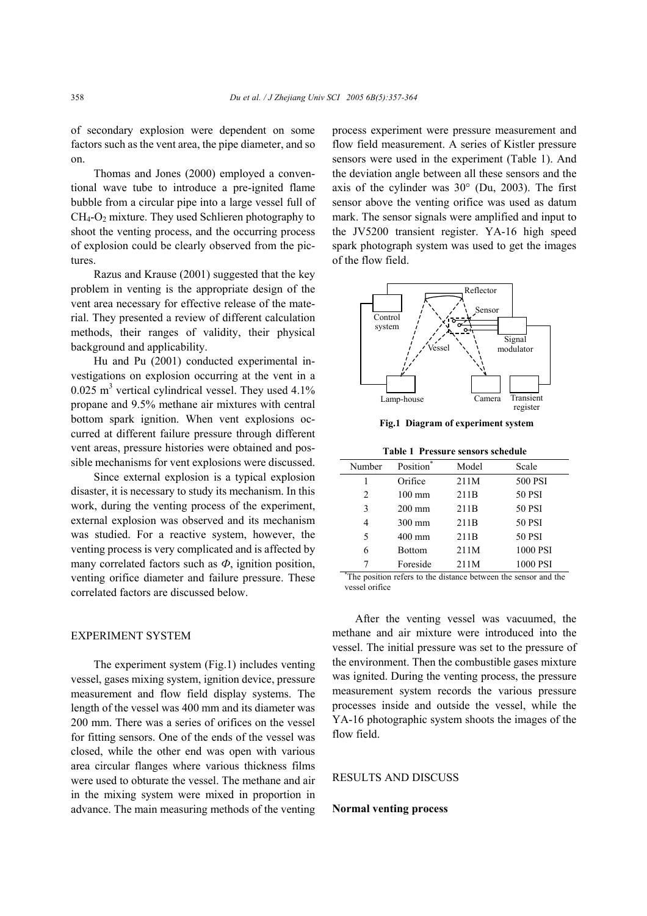of secondary explosion were dependent on some factors such as the vent area, the pipe diameter, and so on.

Thomas and Jones (2000) employed a conventional wave tube to introduce a pre-ignited flame bubble from a circular pipe into a large vessel full of $CH_4$-$O_2$ mixture. They used Schlieren photography to shoot the venting process, and the occurring process of explosion could be clearly observed from the pictures.

Razus and Krause (2001) suggested that the key problem in venting is the appropriate design of the vent area necessary for effective release of the material. They presented a review of different calculation methods, their ranges of validity, their physical background and applicability.

Hu and Pu (2001) conducted experimental investigations on explosion occurring at the vent in a 0.025 $m^3$ vertical cylindrical vessel. They used 4.1% propane and 9.5% methane air mixtures with central bottom spark ignition. When vent explosions occurred at different failure pressure through different vent areas, pressure histories were obtained and possible mechanisms for vent explosions were discussed.

Since external explosion is a typical explosion disaster, it is necessary to study its mechanism. In this work, during the venting process of the experiment, external explosion was observed and its mechanism was studied. For a reactive system, however, the venting process is very complicated and is affected by many correlated factors such as $\Phi$, ignition position, venting orifice diameter and failure pressure. These correlated factors are discussed below.

## EXPERIMENT SYSTEM

The experiment system (Fig.1) includes venting vessel, gases mixing system, ignition device, pressure measurement and flow field display systems. The length of the vessel was 400 mm and its diameter was 200 mm. There was a series of orifices on the vessel for fitting sensors. One of the ends of the vessel was closed, while the other end was open with various area circular flanges where various thickness films were used to obturate the vessel. The methane and air in the mixing system were mixed in proportion in advance. The main measuring methods of the venting process experiment were pressure measurement and flow field measurement. A series of Kistler pressure sensors were used in the experiment (Table 1). And the deviation angle between all these sensors and the axis of the cylinder was 30° (Du, 2003). The first sensor above the venting orifice was used as datum mark. The sensor signals were amplified and input to the JV5200 transient register. YA-16 high speed spark photograph system was used to get the images of the flow field.

**Fig.1 Diagram of experiment system**

**Table 1 Pressure sensors schedule**

| Number | Position* | Model | Scale |
|---|---|---|---|
| 1 | Orifice | 211M | 500 PSI |
| 2 | 100 mm | 211B | 50 PSI |
| 3 | 200 mm | 211B | 50 PSI |
| 4 | 300 mm | 211B | 50 PSI |
| 5 | 400 mm | 211B | 50 PSI |
| 6 | Bottom | 211M | 1000 PSI |
| 7 | Foreside | 211M | 1000 PSI |

*The position refers to the distance between the sensor and the vessel orifice

After the venting vessel was vacuumed, the methane and air mixture were introduced into the vessel. The initial pressure was set to the pressure of the environment. Then the combustible gases mixture was ignited. During the venting process, the pressure measurement system records the various pressure processes inside and outside the vessel, while the YA-16 photographic system shoots the images of the flow field.

## RESULTS AND DISCUSS

### Normal venting process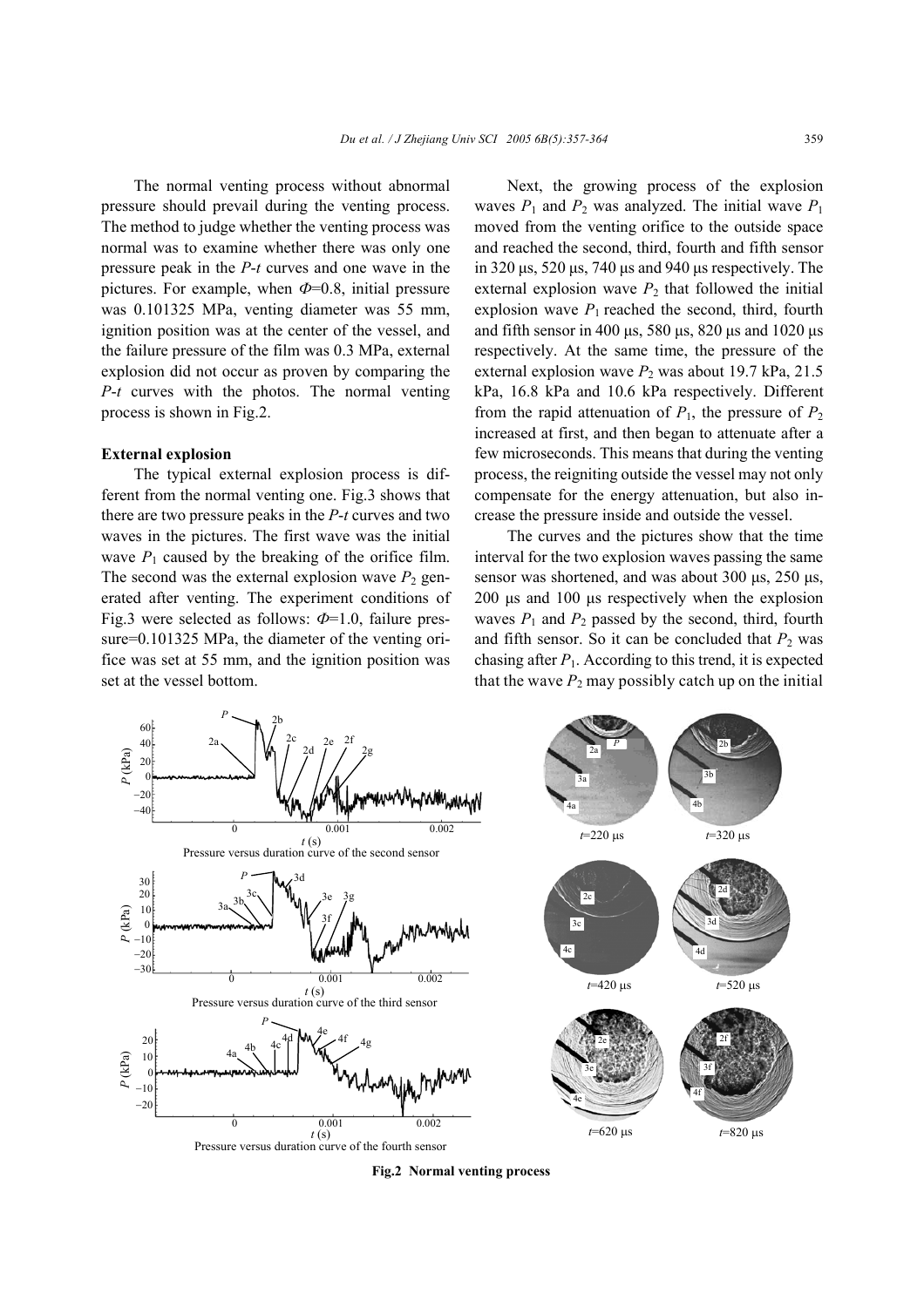The normal venting process without abnormal pressure should prevail during the venting process. The method to judge whether the venting process was normal was to examine whether there was only one pressure peak in the *P*-*t* curves and one wave in the pictures. For example, when $\Phi$=0.8, initial pressure was 0.101325 MPa, venting diameter was 55 mm, ignition position was at the center of the vessel, and the failure pressure of the film was 0.3 MPa, external explosion did not occur as proven by comparing the *P*-*t* curves with the photos. The normal venting process is shown in Fig.2.

**External explosion**

The typical external explosion process is different from the normal venting one. Fig.3 shows that there are two pressure peaks in the *P*-*t* curves and two waves in the pictures. The first wave was the initial wave $P_1$ caused by the breaking of the orifice film. The second was the external explosion wave $P_2$ generated after venting. The experiment conditions of Fig.3 were selected as follows: $\Phi$=1.0, failure pressure=0.101325 MPa, the diameter of the venting orifice was set at 55 mm, and the ignition position was set at the vessel bottom.

Next, the growing process of the explosion waves $P_1$ and $P_2$ was analyzed. The initial wave $P_1$ moved from the venting orifice to the outside space and reached the second, third, fourth and fifth sensor in 320 μs, 520 μs, 740 μs and 940 μs respectively. The external explosion wave $P_2$ that followed the initial explosion wave $P_1$ reached the second, third, fourth and fifth sensor in 400 μs, 580 μs, 820 μs and 1020 μs respectively. At the same time, the pressure of the external explosion wave $P_2$ was about 19.7 kPa, 21.5 kPa, 16.8 kPa and 10.6 kPa respectively. Different from the rapid attenuation of $P_1$, the pressure of $P_2$ increased at first, and then began to attenuate after a few microseconds. This means that during the venting process, the reigniting outside the vessel may not only compensate for the energy attenuation, but also increase the pressure inside and outside the vessel.

The curves and the pictures show that the time interval for the two explosion waves passing the same sensor was shortened, and was about 300 μs, 250 μs, 200 μs and 100 μs respectively when the explosion waves $P_1$ and $P_2$ passed by the second, third, fourth and fifth sensor. So it can be concluded that $P_2$ was chasing after $P_1$. According to this trend, it is expected that the wave $P_2$ may possibly catch up on the initial

**Fig.2 Normal venting process**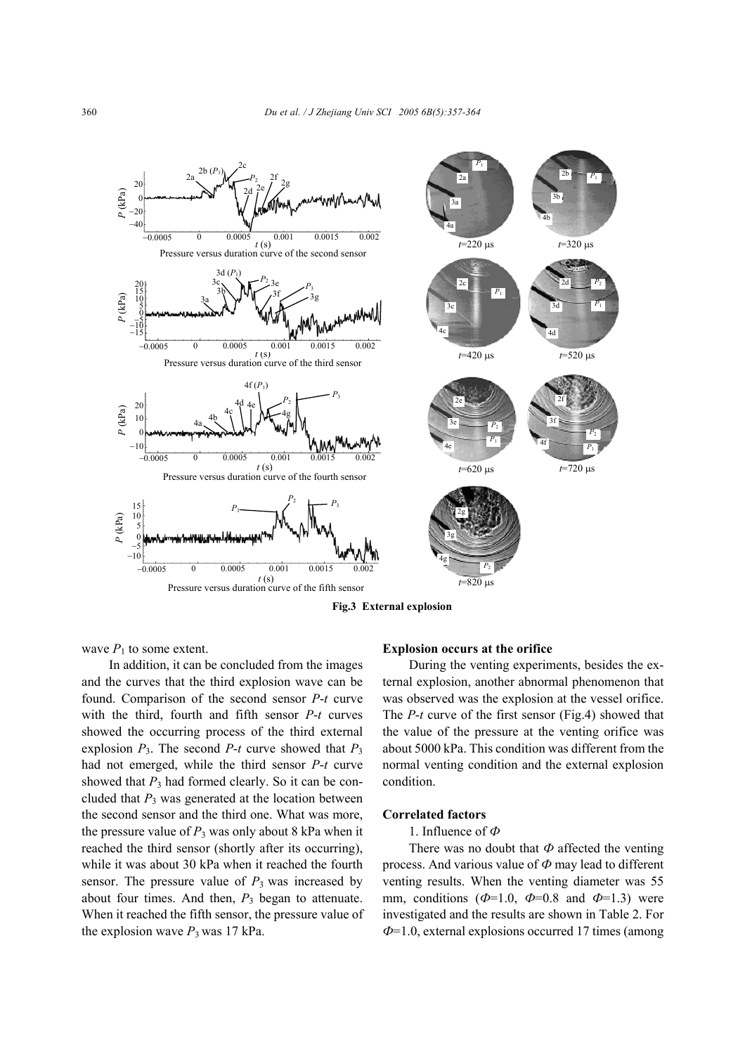Fig.3 External explosion

wave $P_1$ to some extent.

In addition, it can be concluded from the images and the curves that the third explosion wave can be found. Comparison of the second sensor $P$-$t$ curve with the third, fourth and fifth sensor $P$-$t$ curves showed the occurring process of the third external explosion $P_3$. The second $P$-$t$ curve showed that $P_3$ had not emerged, while the third sensor $P$-$t$ curve showed that $P_3$ had formed clearly. So it can be concluded that $P_3$ was generated at the location between the second sensor and the third one. What was more, the pressure value of $P_3$ was only about 8 kPa when it reached the third sensor (shortly after its occurring), while it was about 30 kPa when it reached the fourth sensor. The pressure value of $P_3$ was increased by about four times. And then, $P_3$ began to attenuate. When it reached the fifth sensor, the pressure value of the explosion wave $P_3$ was 17 kPa.

**Explosion occurs at the orifice**

During the venting experiments, besides the external explosion, another abnormal phenomenon that was observed was the explosion at the vessel orifice. The $P$-$t$ curve of the first sensor (Fig.4) showed that the value of the pressure at the venting orifice was about 5000 kPa. This condition was different from the normal venting condition and the external explosion condition.

**Correlated factors**

1. Influence of $\Phi$

There was no doubt that $\Phi$ affected the venting process. And various value of $\Phi$ may lead to different venting results. When the venting diameter was 55 mm, conditions ($\Phi$=1.0, $\Phi$=0.8 and $\Phi$=1.3) were investigated and the results are shown in Table 2. For $\Phi$=1.0, external explosions occurred 17 times (among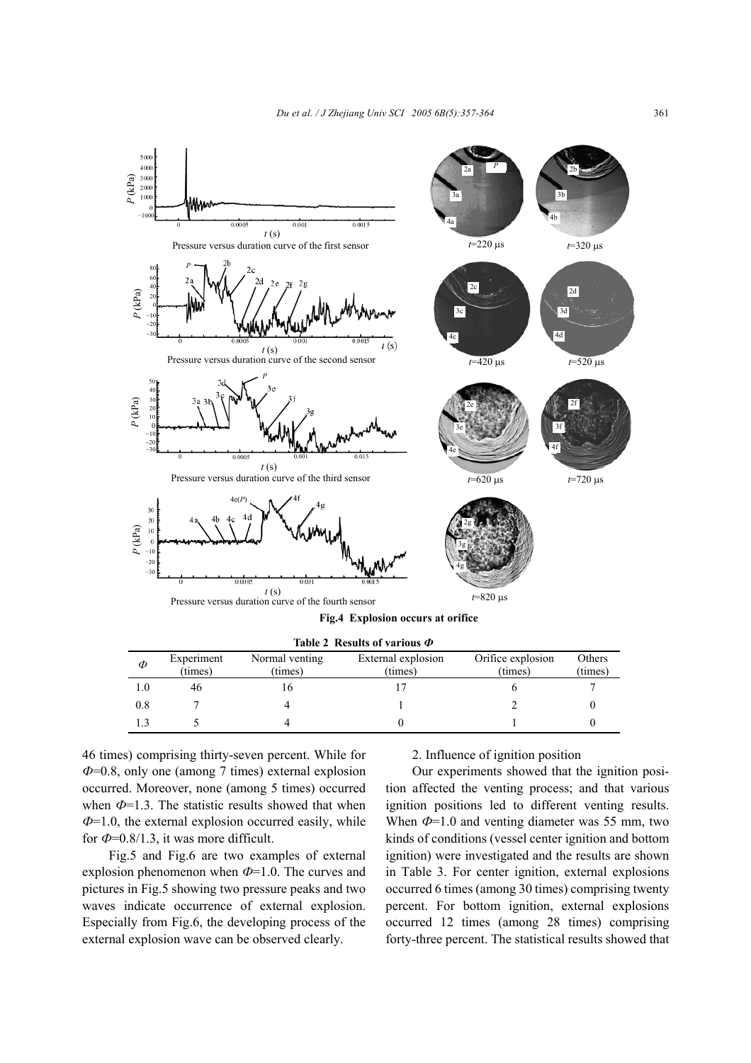Fig.4 Explosion occurs at orifice

**Table 2 Results of various $\Phi$**

| $\Phi$ | Experiment (times) | Normal venting (times) | External explosion (times) | Orifice explosion (times) | Others (times) |
|---|---|---|---|---|---|
| 1.0 | 46 | 16 | 17 | 6 | 7 |
| 0.8 | 7 | 4 | 1 | 2 | 0 |
| 1.3 | 5 | 4 | 0 | 1 | 0 |

46 times) comprising thirty-seven percent. While for $\Phi$=0.8, only one (among 7 times) external explosion occurred. Moreover, none (among 5 times) occurred when $\Phi$=1.3. The statistic results showed that when $\Phi$=1.0, the external explosion occurred easily, while for $\Phi$=0.8/1.3, it was more difficult.

Fig.5 and Fig.6 are two examples of external explosion phenomenon when $\Phi$=1.0. The curves and pictures in Fig.5 showing two pressure peaks and two waves indicate occurrence of external explosion. Especially from Fig.6, the developing process of the external explosion wave can be observed clearly.

2. Influence of ignition position

Our experiments showed that the ignition position affected the venting process; and that various ignition positions led to different venting results. When $\Phi$=1.0 and venting diameter was 55 mm, two kinds of conditions (vessel center ignition and bottom ignition) were investigated and the results are shown in Table 3. For center ignition, external explosions occurred 6 times (among 30 times) comprising twenty percent. For bottom ignition, external explosions occurred 12 times (among 28 times) comprising forty-three percent. The statistical results showed that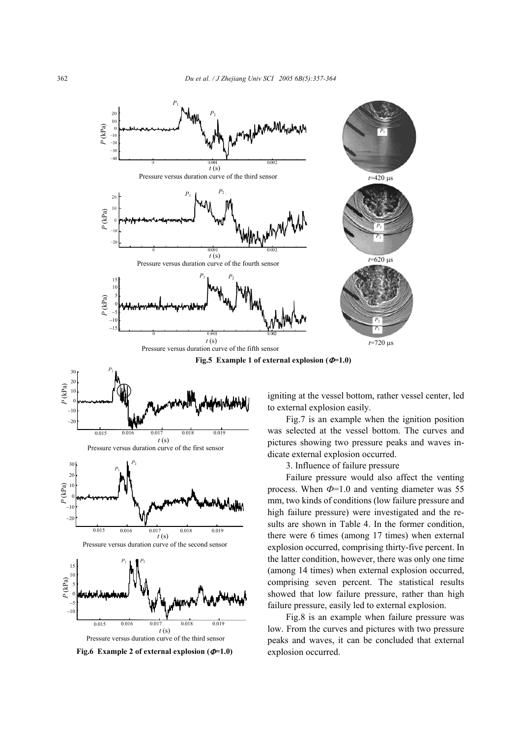Pressure versus duration curve of the third sensor

$t$=420 μs

Pressure versus duration curve of the fourth sensor

$t$=620 μs

Pressure versus duration curve of the fifth sensor

$t$=720 μs

**Fig.5 Example 1 of external explosion ($\Phi$=1.0)**

Pressure versus duration curve of the first sensor

Pressure versus duration curve of the second sensor

Pressure versus duration curve of the third sensor

**Fig.6 Example 2 of external explosion ($\Phi$=1.0)**

igniting at the vessel bottom, rather vessel center, led to external explosion easily.

Fig.7 is an example when the ignition position was selected at the vessel bottom. The curves and pictures showing two pressure peaks and waves indicate external explosion occurred.

3. Influence of failure pressure

Failure pressure would also affect the venting process. When $\Phi$=1.0 and venting diameter was 55 mm, two kinds of conditions (low failure pressure and high failure pressure) were investigated and the results are shown in Table 4. In the former condition, there were 6 times (among 17 times) when external explosion occurred, comprising thirty-five percent. In the latter condition, however, there was only one time (among 14 times) when external explosion occurred, comprising seven percent. The statistical results showed that low failure pressure, rather than high failure pressure, easily led to external explosion.

Fig.8 is an example when failure pressure was low. From the curves and pictures with two pressure peaks and waves, it can be concluded that external explosion occurred.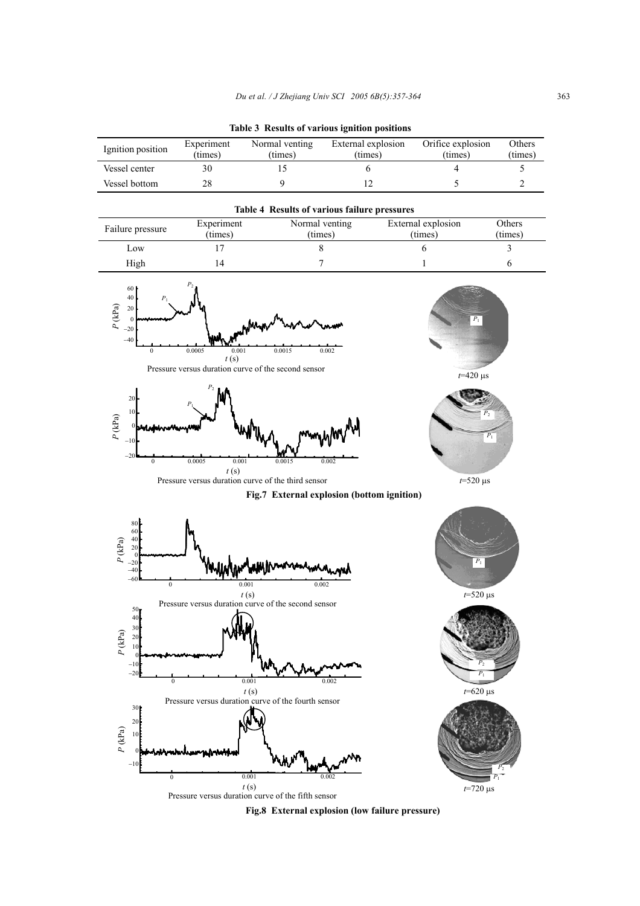**Table 3 Results of various ignition positions**

| Ignition position | Experiment (times) | Normal venting (times) | External explosion (times) | Orifice explosion (times) | Others (times) |
|---|---|---|---|---|---|
| Vessel center | 30 | 15 | 6 | 4 | 5 |
| Vessel bottom | 28 | 9 | 12 | 5 | 2 |

**Table 4 Results of various failure pressures**

| Failure pressure | Experiment (times) | Normal venting (times) | External explosion (times) | Others (times) |
|---|---|---|---|---|
| Low | 17 | 8 | 6 | 3 |
| High | 14 | 7 | 1 | 6 |

Pressure versus duration curve of the second sensor

$t$=420 μs

Pressure versus duration curve of the third sensor

$t$=520 μs

**Fig.7 External explosion (bottom ignition)**

Pressure versus duration curve of the second sensor

$t$=520 μs

Pressure versus duration curve of the fourth sensor

$t$=620 μs

Pressure versus duration curve of the fifth sensor

$t$=720 μs

**Fig.8 External explosion (low failure pressure)**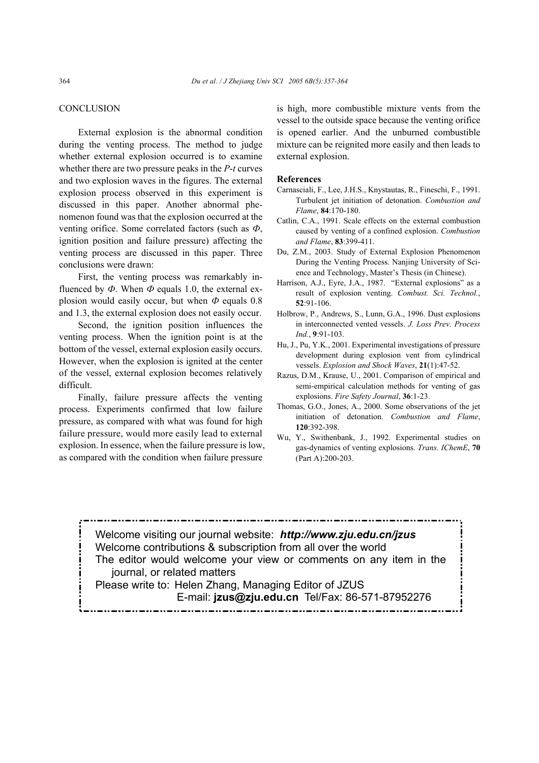## CONCLUSION

External explosion is the abnormal condition during the venting process. The method to judge whether external explosion occurred is to examine whether there are two pressure peaks in the *P*-*t* curves and two explosion waves in the figures. The external explosion process observed in this experiment is discussed in this paper. Another abnormal phenomenon found was that the explosion occurred at the venting orifice. Some correlated factors (such as $\Phi$, ignition position and failure pressure) affecting the venting process are discussed in this paper. Three conclusions were drawn:

First, the venting process was remarkably influenced by $\Phi$. When $\Phi$ equals 1.0, the external explosion would easily occur, but when $\Phi$ equals 0.8 and 1.3, the external explosion does not easily occur.

Second, the ignition position influences the venting process. When the ignition point is at the bottom of the vessel, external explosion easily occurs. However, when the explosion is ignited at the center of the vessel, external explosion becomes relatively difficult.

Finally, failure pressure affects the venting process. Experiments confirmed that low failure pressure, as compared with what was found for high failure pressure, would more easily lead to external explosion. In essence, when the failure pressure is low, as compared with the condition when failure pressure is high, more combustible mixture vents from the vessel to the outside space because the venting orifice is opened earlier. And the unburned combustible mixture can be reignited more easily and then leads to external explosion.

### References

Carnasciali, F., Lee, J.H.S., Knystautas, R., Fineschi, F., 1991. Turbulent jet initiation of detonation. *Combustion and Flame*, **84**:170-180.

Catlin, C.A., 1991. Scale effects on the external combustion caused by venting of a confined explosion. *Combustion and Flame*, **83**:399-411.

Du, Z.M., 2003. Study of External Explosion Phenomenon During the Venting Process. Nanjing University of Science and Technology, Master's Thesis (in Chinese).

Harrison, A.J., Eyre, J.A., 1987. "External explosions" as a result of explosion venting. *Combust. Sci. Technol.*, **52**:91-106.

Holbrow, P., Andrews, S., Lunn, G.A., 1996. Dust explosions in interconnected vented vessels. *J. Loss Prev. Process Ind.*, **9**:91-103.

Hu, J., Pu, Y.K., 2001. Experimental investigations of pressure development during explosion vent from cylindrical vessels. *Explosion and Shock Waves*, **21**(1):47-52.

Razus, D.M., Krause, U., 2001. Comparison of empirical and semi-empirical calculation methods for venting of gas explosions. *Fire Safety Journal*, **36**:1-23.

Thomas, G.O., Jones, A., 2000. Some observations of the jet initiation of detonation. *Combustion and Flame*, **120**:392-398.

Wu, Y., Swithenbank, J., 1992. Experimental studies on gas-dynamics of venting explosions. *Trans. IChemE*, **70** (Part A):200-203.

---

Welcome visiting our journal website: ***http://www.zju.edu.cn/jzus***
Welcome contributions & subscription from all over the world
The editor would welcome your view or comments on any item in the journal, or related matters
Please write to: Helen Zhang, Managing Editor of JZUS
E-mail: **jzus@zju.edu.cn** Tel/Fax: 86-571-87952276

---